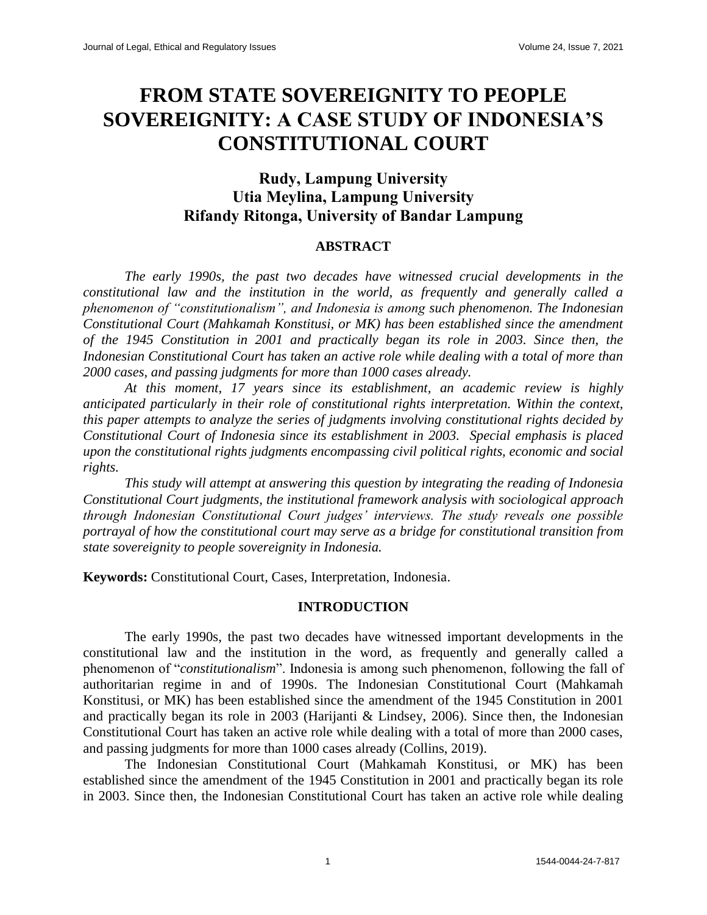# FROM STATE SOVEREIGNITY TO PEOPLE SOVEREIGNITY: A CASE STUDY OF INDONESIA'S CONSTITUTIONAL COURT

**Rudy, Lampung University**
**Utia Meylina, Lampung University**
**Rifandy Ritonga, University of Bandar Lampung**

## ABSTRACT

*The early 1990s, the past two decades have witnessed crucial developments in the constitutional law and the institution in the world, as frequently and generally called a phenomenon of "constitutionalism", and Indonesia is among such phenomenon. The Indonesian Constitutional Court (Mahkamah Konstitusi, or MK) has been established since the amendment of the 1945 Constitution in 2001 and practically began its role in 2003. Since then, the Indonesian Constitutional Court has taken an active role while dealing with a total of more than 2000 cases, and passing judgments for more than 1000 cases already.*

*At this moment, 17 years since its establishment, an academic review is highly anticipated particularly in their role of constitutional rights interpretation. Within the context, this paper attempts to analyze the series of judgments involving constitutional rights decided by Constitutional Court of Indonesia since its establishment in 2003. Special emphasis is placed upon the constitutional rights judgments encompassing civil political rights, economic and social rights.*

*This study will attempt at answering this question by integrating the reading of Indonesia Constitutional Court judgments, the institutional framework analysis with sociological approach through Indonesian Constitutional Court judges' interviews. The study reveals one possible portrayal of how the constitutional court may serve as a bridge for constitutional transition from state sovereignity to people sovereignity in Indonesia.*

**Keywords:** Constitutional Court, Cases, Interpretation, Indonesia.

## INTRODUCTION

The early 1990s, the past two decades have witnessed important developments in the constitutional law and the institution in the word, as frequently and generally called a phenomenon of "*constitutionalism*". Indonesia is among such phenomenon, following the fall of authoritarian regime in and of 1990s. The Indonesian Constitutional Court (Mahkamah Konstitusi, or MK) has been established since the amendment of the 1945 Constitution in 2001 and practically began its role in 2003 (Harijanti & Lindsey, 2006). Since then, the Indonesian Constitutional Court has taken an active role while dealing with a total of more than 2000 cases, and passing judgments for more than 1000 cases already (Collins, 2019).

The Indonesian Constitutional Court (Mahkamah Konstitusi, or MK) has been established since the amendment of the 1945 Constitution in 2001 and practically began its role in 2003. Since then, the Indonesian Constitutional Court has taken an active role while dealing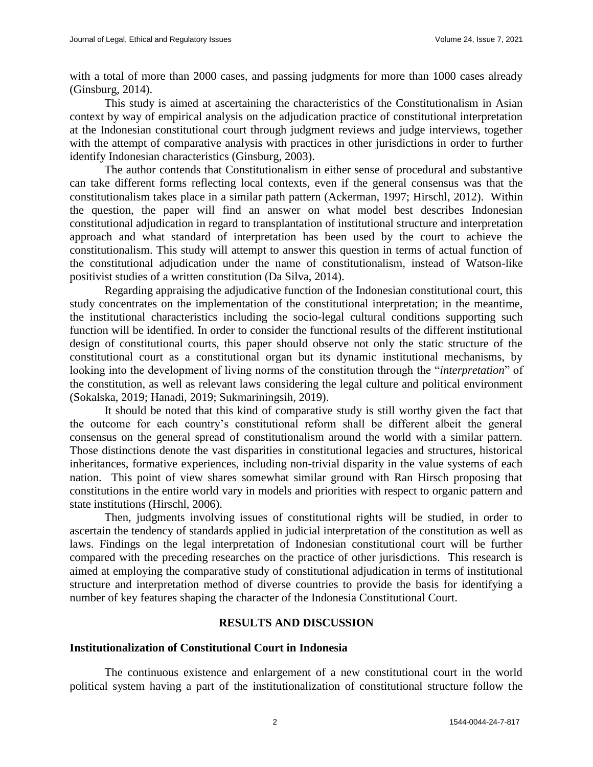with a total of more than 2000 cases, and passing judgments for more than 1000 cases already (Ginsburg, 2014).

This study is aimed at ascertaining the characteristics of the Constitutionalism in Asian context by way of empirical analysis on the adjudication practice of constitutional interpretation at the Indonesian constitutional court through judgment reviews and judge interviews, together with the attempt of comparative analysis with practices in other jurisdictions in order to further identify Indonesian characteristics (Ginsburg, 2003).

The author contends that Constitutionalism in either sense of procedural and substantive can take different forms reflecting local contexts, even if the general consensus was that the constitutionalism takes place in a similar path pattern (Ackerman, 1997; Hirschl, 2012). Within the question, the paper will find an answer on what model best describes Indonesian constitutional adjudication in regard to transplantation of institutional structure and interpretation approach and what standard of interpretation has been used by the court to achieve the constitutionalism. This study will attempt to answer this question in terms of actual function of the constitutional adjudication under the name of constitutionalism, instead of Watson-like positivist studies of a written constitution (Da Silva, 2014).

Regarding appraising the adjudicative function of the Indonesian constitutional court, this study concentrates on the implementation of the constitutional interpretation; in the meantime, the institutional characteristics including the socio-legal cultural conditions supporting such function will be identified. In order to consider the functional results of the different institutional design of constitutional courts, this paper should observe not only the static structure of the constitutional court as a constitutional organ but its dynamic institutional mechanisms, by looking into the development of living norms of the constitution through the "*interpretation*" of the constitution, as well as relevant laws considering the legal culture and political environment (Sokalska, 2019; Hanadi, 2019; Sukmariningsih, 2019).

It should be noted that this kind of comparative study is still worthy given the fact that the outcome for each country's constitutional reform shall be different albeit the general consensus on the general spread of constitutionalism around the world with a similar pattern. Those distinctions denote the vast disparities in constitutional legacies and structures, historical inheritances, formative experiences, including non-trivial disparity in the value systems of each nation. This point of view shares somewhat similar ground with Ran Hirsch proposing that constitutions in the entire world vary in models and priorities with respect to organic pattern and state institutions (Hirschl, 2006).

Then, judgments involving issues of constitutional rights will be studied, in order to ascertain the tendency of standards applied in judicial interpretation of the constitution as well as laws. Findings on the legal interpretation of Indonesian constitutional court will be further compared with the preceding researches on the practice of other jurisdictions. This research is aimed at employing the comparative study of constitutional adjudication in terms of institutional structure and interpretation method of diverse countries to provide the basis for identifying a number of key features shaping the character of the Indonesia Constitutional Court.

## RESULTS AND DISCUSSION

### Institutionalization of Constitutional Court in Indonesia

The continuous existence and enlargement of a new constitutional court in the world political system having a part of the institutionalization of constitutional structure follow the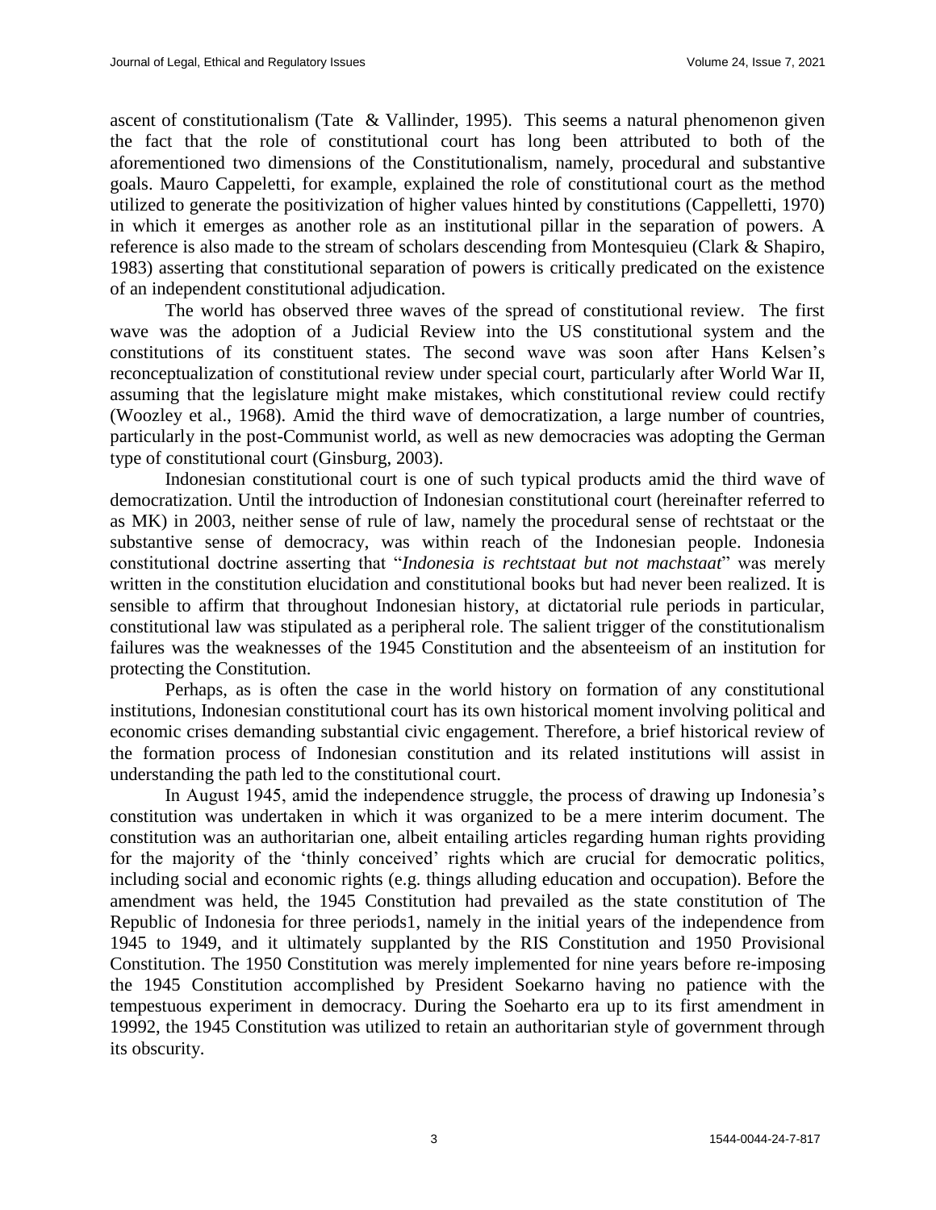ascent of constitutionalism (Tate & Vallinder, 1995). This seems a natural phenomenon given the fact that the role of constitutional court has long been attributed to both of the aforementioned two dimensions of the Constitutionalism, namely, procedural and substantive goals. Mauro Cappeletti, for example, explained the role of constitutional court as the method utilized to generate the positivization of higher values hinted by constitutions (Cappelletti, 1970) in which it emerges as another role as an institutional pillar in the separation of powers. A reference is also made to the stream of scholars descending from Montesquieu (Clark & Shapiro, 1983) asserting that constitutional separation of powers is critically predicated on the existence of an independent constitutional adjudication.

The world has observed three waves of the spread of constitutional review. The first wave was the adoption of a Judicial Review into the US constitutional system and the constitutions of its constituent states. The second wave was soon after Hans Kelsen's reconceptualization of constitutional review under special court, particularly after World War II, assuming that the legislature might make mistakes, which constitutional review could rectify (Woozley et al., 1968). Amid the third wave of democratization, a large number of countries, particularly in the post-Communist world, as well as new democracies was adopting the German type of constitutional court (Ginsburg, 2003).

Indonesian constitutional court is one of such typical products amid the third wave of democratization. Until the introduction of Indonesian constitutional court (hereinafter referred to as MK) in 2003, neither sense of rule of law, namely the procedural sense of rechtstaat or the substantive sense of democracy, was within reach of the Indonesian people. Indonesia constitutional doctrine asserting that "*Indonesia is rechtstaat but not machstaat*" was merely written in the constitution elucidation and constitutional books but had never been realized. It is sensible to affirm that throughout Indonesian history, at dictatorial rule periods in particular, constitutional law was stipulated as a peripheral role. The salient trigger of the constitutionalism failures was the weaknesses of the 1945 Constitution and the absenteeism of an institution for protecting the Constitution.

Perhaps, as is often the case in the world history on formation of any constitutional institutions, Indonesian constitutional court has its own historical moment involving political and economic crises demanding substantial civic engagement. Therefore, a brief historical review of the formation process of Indonesian constitution and its related institutions will assist in understanding the path led to the constitutional court.

In August 1945, amid the independence struggle, the process of drawing up Indonesia's constitution was undertaken in which it was organized to be a mere interim document. The constitution was an authoritarian one, albeit entailing articles regarding human rights providing for the majority of the 'thinly conceived' rights which are crucial for democratic politics, including social and economic rights (e.g. things alluding education and occupation). Before the amendment was held, the 1945 Constitution had prevailed as the state constitution of The Republic of Indonesia for three periods[1], namely in the initial years of the independence from 1945 to 1949, and it ultimately supplanted by the RIS Constitution and 1950 Provisional Constitution. The 1950 Constitution was merely implemented for nine years before re-imposing the 1945 Constitution accomplished by President Soekarno having no patience with the tempestuous experiment in democracy. During the Soeharto era up to its first amendment in 1999[2], the 1945 Constitution was utilized to retain an authoritarian style of government through its obscurity.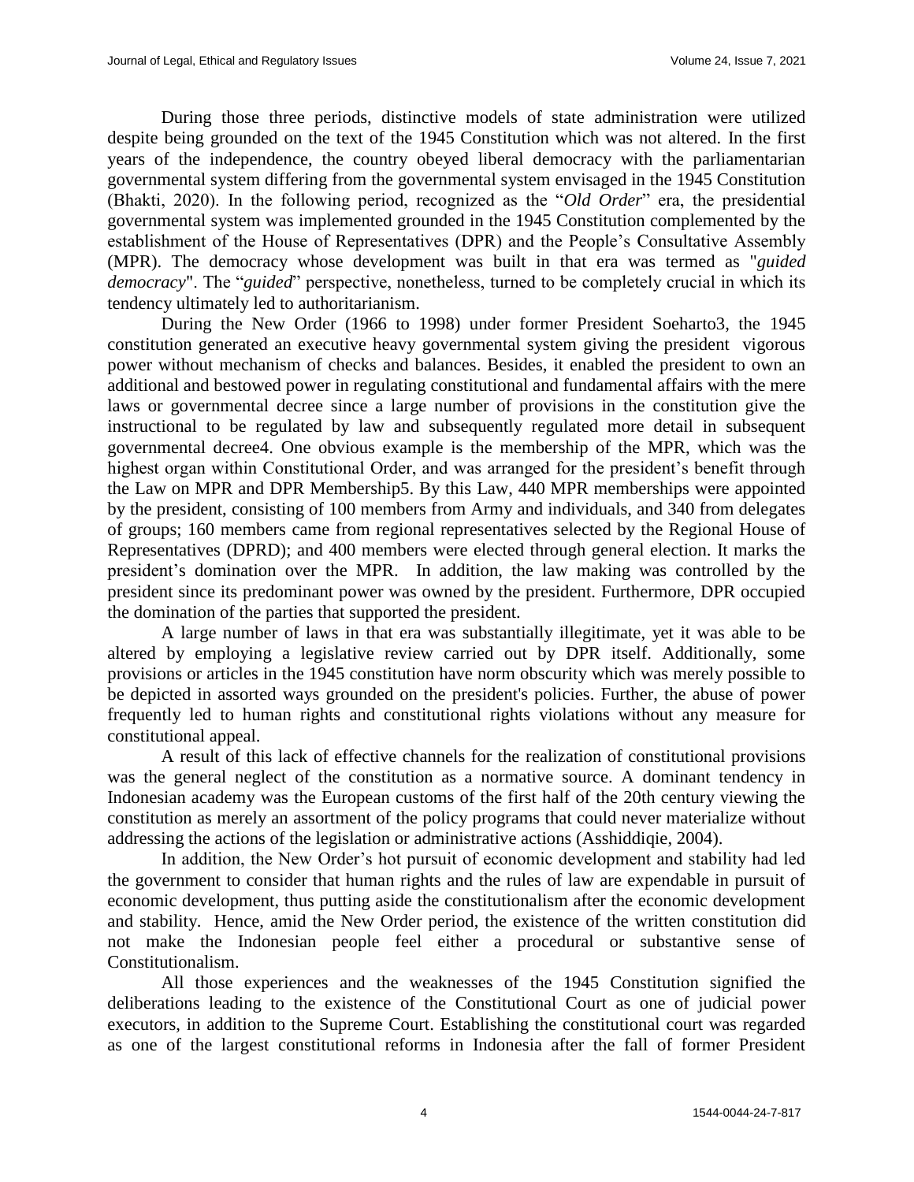During those three periods, distinctive models of state administration were utilized despite being grounded on the text of the 1945 Constitution which was not altered. In the first years of the independence, the country obeyed liberal democracy with the parliamentarian governmental system differing from the governmental system envisaged in the 1945 Constitution (Bhakti, 2020). In the following period, recognized as the "*Old Order*" era, the presidential governmental system was implemented grounded in the 1945 Constitution complemented by the establishment of the House of Representatives (DPR) and the People's Consultative Assembly (MPR). The democracy whose development was built in that era was termed as "*guided democracy*". The "*guided*" perspective, nonetheless, turned to be completely crucial in which its tendency ultimately led to authoritarianism.

During the New Order (1966 to 1998) under former President Soeharto[3], the 1945 constitution generated an executive heavy governmental system giving the president vigorous power without mechanism of checks and balances. Besides, it enabled the president to own an additional and bestowed power in regulating constitutional and fundamental affairs with the mere laws or governmental decree since a large number of provisions in the constitution give the instructional to be regulated by law and subsequently regulated more detail in subsequent governmental decree[4]. One obvious example is the membership of the MPR, which was the highest organ within Constitutional Order, and was arranged for the president's benefit through the Law on MPR and DPR Membership[5]. By this Law, 440 MPR memberships were appointed by the president, consisting of 100 members from Army and individuals, and 340 from delegates of groups; 160 members came from regional representatives selected by the Regional House of Representatives (DPRD); and 400 members were elected through general election. It marks the president's domination over the MPR. In addition, the law making was controlled by the president since its predominant power was owned by the president. Furthermore, DPR occupied the domination of the parties that supported the president.

A large number of laws in that era was substantially illegitimate, yet it was able to be altered by employing a legislative review carried out by DPR itself. Additionally, some provisions or articles in the 1945 constitution have norm obscurity which was merely possible to be depicted in assorted ways grounded on the president's policies. Further, the abuse of power frequently led to human rights and constitutional rights violations without any measure for constitutional appeal.

A result of this lack of effective channels for the realization of constitutional provisions was the general neglect of the constitution as a normative source. A dominant tendency in Indonesian academy was the European customs of the first half of the 20th century viewing the constitution as merely an assortment of the policy programs that could never materialize without addressing the actions of the legislation or administrative actions (Asshiddiqie, 2004).

In addition, the New Order's hot pursuit of economic development and stability had led the government to consider that human rights and the rules of law are expendable in pursuit of economic development, thus putting aside the constitutionalism after the economic development and stability. Hence, amid the New Order period, the existence of the written constitution did not make the Indonesian people feel either a procedural or substantive sense of Constitutionalism.

All those experiences and the weaknesses of the 1945 Constitution signified the deliberations leading to the existence of the Constitutional Court as one of judicial power executors, in addition to the Supreme Court. Establishing the constitutional court was regarded as one of the largest constitutional reforms in Indonesia after the fall of former President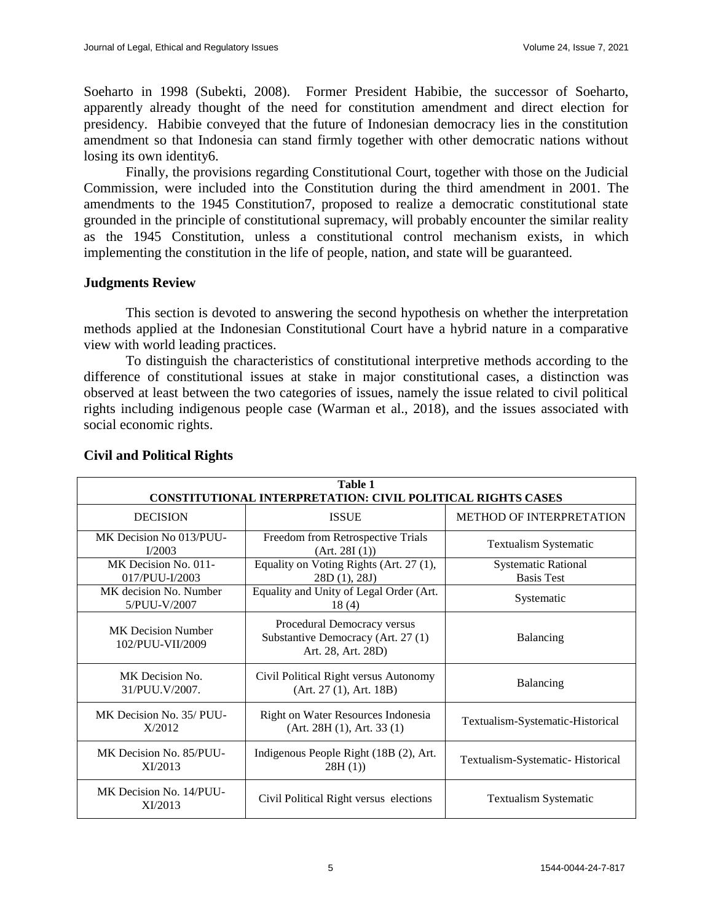Soeharto in 1998 (Subekti, 2008). Former President Habibie, the successor of Soeharto, apparently already thought of the need for constitution amendment and direct election for presidency. Habibie conveyed that the future of Indonesian democracy lies in the constitution amendment so that Indonesia can stand firmly together with other democratic nations without losing its own identity6.

Finally, the provisions regarding Constitutional Court, together with those on the Judicial Commission, were included into the Constitution during the third amendment in 2001. The amendments to the 1945 Constitution7, proposed to realize a democratic constitutional state grounded in the principle of constitutional supremacy, will probably encounter the similar reality as the 1945 Constitution, unless a constitutional control mechanism exists, in which implementing the constitution in the life of people, nation, and state will be guaranteed.

## Judgments Review

This section is devoted to answering the second hypothesis on whether the interpretation methods applied at the Indonesian Constitutional Court have a hybrid nature in a comparative view with world leading practices.

To distinguish the characteristics of constitutional interpretive methods according to the difference of constitutional issues at stake in major constitutional cases, a distinction was observed at least between the two categories of issues, namely the issue related to civil political rights including indigenous people case (Warman et al., 2018), and the issues associated with social economic rights.

## Civil and Political Rights

**Table 1**
**CONSTITUTIONAL INTERPRETATION: CIVIL POLITICAL RIGHTS CASES**

| DECISION | ISSUE | METHOD OF INTERPRETATION |
|---|---|---|
| MK Decision No 013/PUU-I/2003 | Freedom from Retrospective Trials (Art. 28I (1)) | Textualism Systematic |
| MK Decision No. 011-017/PUU-I/2003 | Equality on Voting Rights (Art. 27 (1), 28D (1), 28J) | Systematic Rational Basis Test |
| MK decision No. Number 5/PUU-V/2007 | Equality and Unity of Legal Order (Art. 18 (4) | Systematic |
| MK Decision Number 102/PUU-VII/2009 | Procedural Democracy versus Substantive Democracy (Art. 27 (1) Art. 28, Art. 28D) | Balancing |
| MK Decision No. 31/PUU.V/2007. | Civil Political Right versus Autonomy (Art. 27 (1), Art. 18B) | Balancing |
| MK Decision No. 35/ PUU-X/2012 | Right on Water Resources Indonesia (Art. 28H (1), Art. 33 (1) | Textualism-Systematic-Historical |
| MK Decision No. 85/PUU-XI/2013 | Indigenous People Right (18B (2), Art. 28H (1)) | Textualism-Systematic- Historical |
| MK Decision No. 14/PUU-XI/2013 | Civil Political Right versus elections | Textualism Systematic |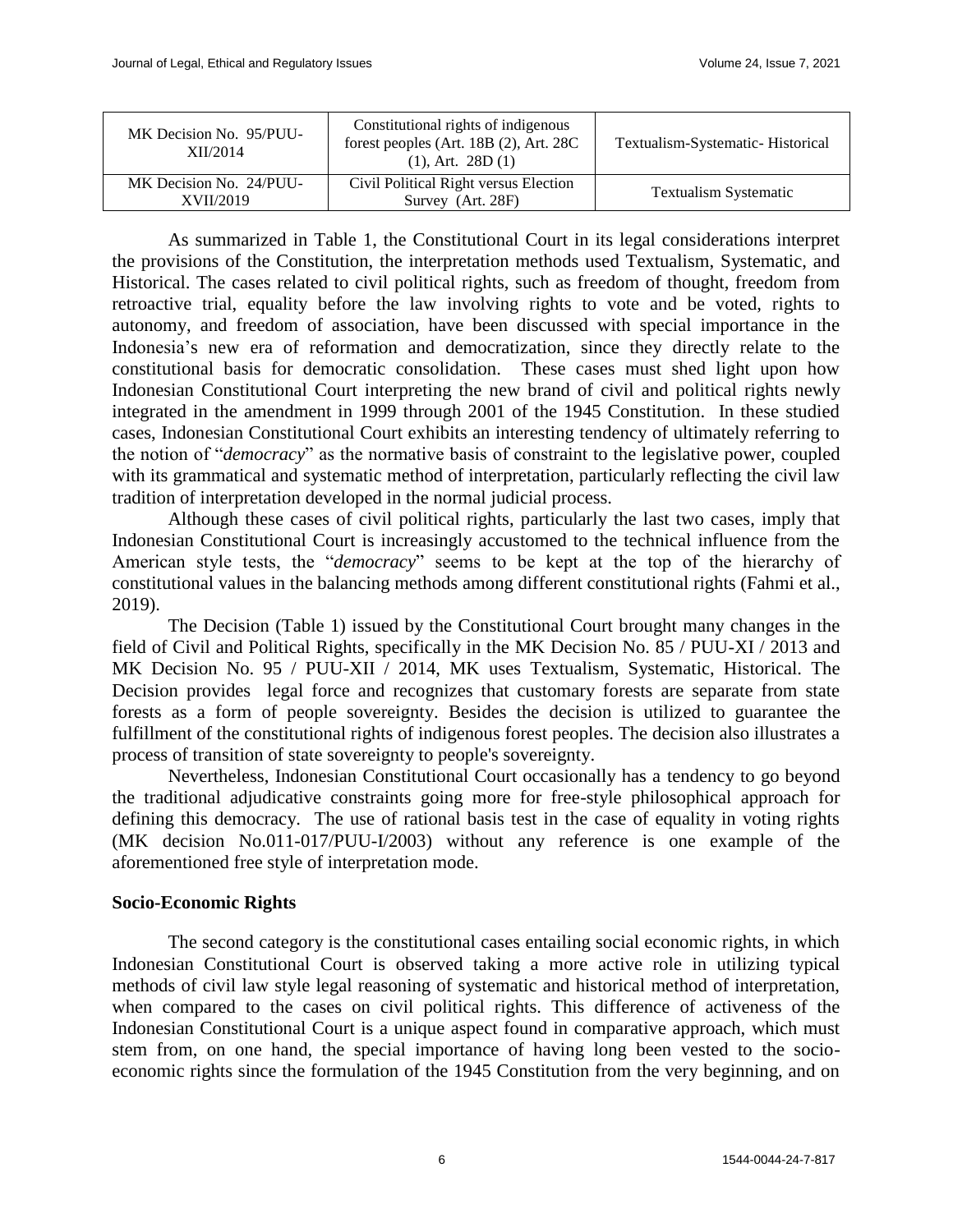| MK Decision No. 95/PUU-XII/2014 | Constitutional rights of indigenous forest peoples (Art. 18B (2), Art. 28C (1), Art. 28D (1) | Textualism-Systematic- Historical |
|---|---|---|
| MK Decision No. 24/PUU-XVII/2019 | Civil Political Right versus Election Survey (Art. 28F) | Textualism Systematic |

As summarized in Table 1, the Constitutional Court in its legal considerations interpret the provisions of the Constitution, the interpretation methods used Textualism, Systematic, and Historical. The cases related to civil political rights, such as freedom of thought, freedom from retroactive trial, equality before the law involving rights to vote and be voted, rights to autonomy, and freedom of association, have been discussed with special importance in the Indonesia's new era of reformation and democratization, since they directly relate to the constitutional basis for democratic consolidation. These cases must shed light upon how Indonesian Constitutional Court interpreting the new brand of civil and political rights newly integrated in the amendment in 1999 through 2001 of the 1945 Constitution. In these studied cases, Indonesian Constitutional Court exhibits an interesting tendency of ultimately referring to the notion of "*democracy*" as the normative basis of constraint to the legislative power, coupled with its grammatical and systematic method of interpretation, particularly reflecting the civil law tradition of interpretation developed in the normal judicial process.

Although these cases of civil political rights, particularly the last two cases, imply that Indonesian Constitutional Court is increasingly accustomed to the technical influence from the American style tests, the "*democracy*" seems to be kept at the top of the hierarchy of constitutional values in the balancing methods among different constitutional rights (Fahmi et al., 2019).

The Decision (Table 1) issued by the Constitutional Court brought many changes in the field of Civil and Political Rights, specifically in the MK Decision No. 85 / PUU-XI / 2013 and MK Decision No. 95 / PUU-XII / 2014, MK uses Textualism, Systematic, Historical. The Decision provides legal force and recognizes that customary forests are separate from state forests as a form of people sovereignty. Besides the decision is utilized to guarantee the fulfillment of the constitutional rights of indigenous forest peoples. The decision also illustrates a process of transition of state sovereignty to people's sovereignty.

Nevertheless, Indonesian Constitutional Court occasionally has a tendency to go beyond the traditional adjudicative constraints going more for free-style philosophical approach for defining this democracy. The use of rational basis test in the case of equality in voting rights (MK decision No.011-017/PUU-I/2003) without any reference is one example of the aforementioned free style of interpretation mode.

### Socio-Economic Rights

The second category is the constitutional cases entailing social economic rights, in which Indonesian Constitutional Court is observed taking a more active role in utilizing typical methods of civil law style legal reasoning of systematic and historical method of interpretation, when compared to the cases on civil political rights. This difference of activeness of the Indonesian Constitutional Court is a unique aspect found in comparative approach, which must stem from, on one hand, the special importance of having long been vested to the socio-economic rights since the formulation of the 1945 Constitution from the very beginning, and on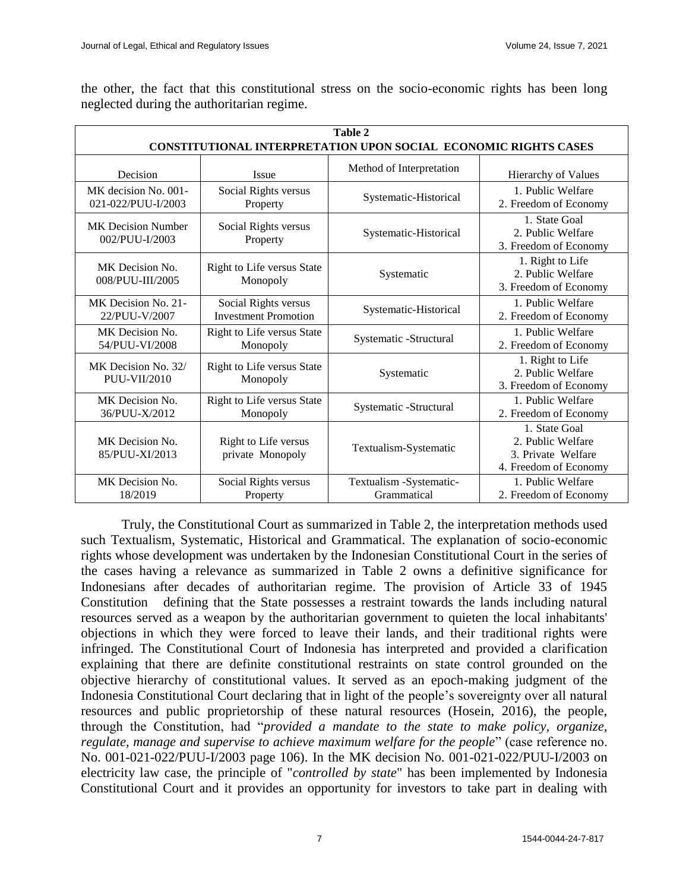the other, the fact that this constitutional stress on the socio-economic rights has been long neglected during the authoritarian regime.

**Table 2**
**CONSTITUTIONAL INTERPRETATION UPON SOCIAL ECONOMIC RIGHTS CASES**

| Decision | Issue | Method of Interpretation | Hierarchy of Values |
|---|---|---|---|
| MK decision No. 001-021-022/PUU-I/2003 | Social Rights versus Property | Systematic-Historical | 1. Public Welfare<br>2. Freedom of Economy |
| MK Decision Number 002/PUU-I/2003 | Social Rights versus Property | Systematic-Historical | 1. State Goal<br>2. Public Welfare<br>3. Freedom of Economy |
| MK Decision No. 008/PUU-III/2005 | Right to Life versus State Monopoly | Systematic | 1. Right to Life<br>2. Public Welfare<br>3. Freedom of Economy |
| MK Decision No. 21-22/PUU-V/2007 | Social Rights versus Investment Promotion | Systematic-Historical | 1. Public Welfare<br>2. Freedom of Economy |
| MK Decision No. 54/PUU-VI/2008 | Right to Life versus State Monopoly | Systematic -Structural | 1. Public Welfare<br>2. Freedom of Economy |
| MK Decision No. 32/ PUU-VII/2010 | Right to Life versus State Monopoly | Systematic | 1. Right to Life<br>2. Public Welfare<br>3. Freedom of Economy |
| MK Decision No. 36/PUU-X/2012 | Right to Life versus State Monopoly | Systematic -Structural | 1. Public Welfare<br>2. Freedom of Economy |
| MK Decision No. 85/PUU-XI/2013 | Right to Life versus private Monopoly | Textualism-Systematic | 1. State Goal<br>2. Public Welfare<br>3. Private Welfare<br>4. Freedom of Economy |
| MK Decision No. 18/2019 | Social Rights versus Property | Textualism -Systematic-Grammatical | 1. Public Welfare<br>2. Freedom of Economy |

Truly, the Constitutional Court as summarized in Table 2, the interpretation methods used such Textualism, Systematic, Historical and Grammatical. The explanation of socio-economic rights whose development was undertaken by the Indonesian Constitutional Court in the series of the cases having a relevance as summarized in Table 2 owns a definitive significance for Indonesians after decades of authoritarian regime. The provision of Article 33 of 1945 Constitution defining that the State possesses a restraint towards the lands including natural resources served as a weapon by the authoritarian government to quieten the local inhabitants' objections in which they were forced to leave their lands, and their traditional rights were infringed. The Constitutional Court of Indonesia has interpreted and provided a clarification explaining that there are definite constitutional restraints on state control grounded on the objective hierarchy of constitutional values. It served as an epoch-making judgment of the Indonesia Constitutional Court declaring that in light of the people's sovereignty over all natural resources and public proprietorship of these natural resources (Hosein, 2016), the people, through the Constitution, had "*provided a mandate to the state to make policy, organize, regulate, manage and supervise to achieve maximum welfare for the people*" (case reference no. No. 001-021-022/PUU-I/2003 page 106). In the MK decision No. 001-021-022/PUU-I/2003 on electricity law case, the principle of "*controlled by state*" has been implemented by Indonesia Constitutional Court and it provides an opportunity for investors to take part in dealing with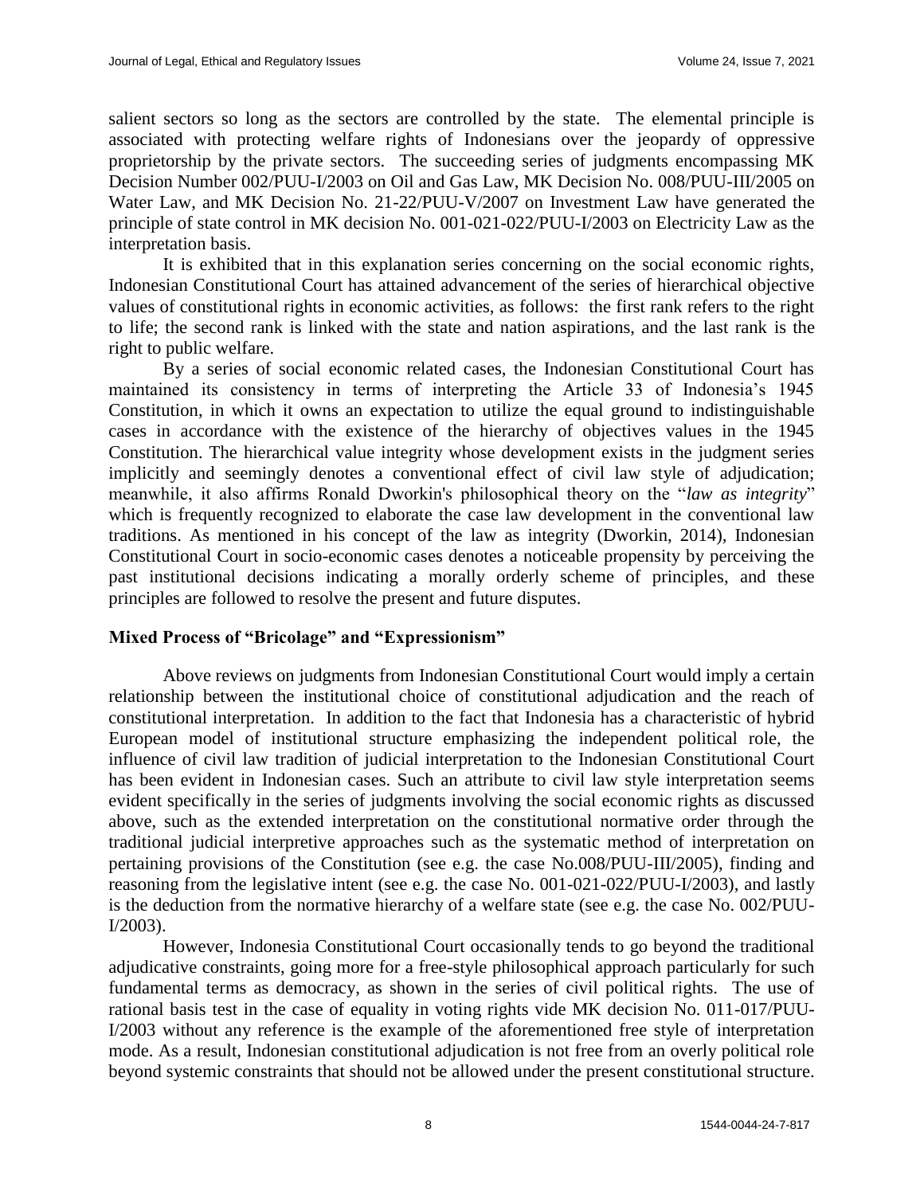salient sectors so long as the sectors are controlled by the state. The elemental principle is associated with protecting welfare rights of Indonesians over the jeopardy of oppressive proprietorship by the private sectors. The succeeding series of judgments encompassing MK Decision Number 002/PUU-I/2003 on Oil and Gas Law, MK Decision No. 008/PUU-III/2005 on Water Law, and MK Decision No. 21-22/PUU-V/2007 on Investment Law have generated the principle of state control in MK decision No. 001-021-022/PUU-I/2003 on Electricity Law as the interpretation basis.

It is exhibited that in this explanation series concerning on the social economic rights, Indonesian Constitutional Court has attained advancement of the series of hierarchical objective values of constitutional rights in economic activities, as follows: the first rank refers to the right to life; the second rank is linked with the state and nation aspirations, and the last rank is the right to public welfare.

By a series of social economic related cases, the Indonesian Constitutional Court has maintained its consistency in terms of interpreting the Article 33 of Indonesia's 1945 Constitution, in which it owns an expectation to utilize the equal ground to indistinguishable cases in accordance with the existence of the hierarchy of objectives values in the 1945 Constitution. The hierarchical value integrity whose development exists in the judgment series implicitly and seemingly denotes a conventional effect of civil law style of adjudication; meanwhile, it also affirms Ronald Dworkin's philosophical theory on the "*law as integrity*" which is frequently recognized to elaborate the case law development in the conventional law traditions. As mentioned in his concept of the law as integrity (Dworkin, 2014), Indonesian Constitutional Court in socio-economic cases denotes a noticeable propensity by perceiving the past institutional decisions indicating a morally orderly scheme of principles, and these principles are followed to resolve the present and future disputes.

## Mixed Process of "Bricolage" and "Expressionism"

Above reviews on judgments from Indonesian Constitutional Court would imply a certain relationship between the institutional choice of constitutional adjudication and the reach of constitutional interpretation. In addition to the fact that Indonesia has a characteristic of hybrid European model of institutional structure emphasizing the independent political role, the influence of civil law tradition of judicial interpretation to the Indonesian Constitutional Court has been evident in Indonesian cases. Such an attribute to civil law style interpretation seems evident specifically in the series of judgments involving the social economic rights as discussed above, such as the extended interpretation on the constitutional normative order through the traditional judicial interpretive approaches such as the systematic method of interpretation on pertaining provisions of the Constitution (see e.g. the case No.008/PUU-III/2005), finding and reasoning from the legislative intent (see e.g. the case No. 001-021-022/PUU-I/2003), and lastly is the deduction from the normative hierarchy of a welfare state (see e.g. the case No. 002/PUU-I/2003).

However, Indonesia Constitutional Court occasionally tends to go beyond the traditional adjudicative constraints, going more for a free-style philosophical approach particularly for such fundamental terms as democracy, as shown in the series of civil political rights. The use of rational basis test in the case of equality in voting rights vide MK decision No. 011-017/PUU-I/2003 without any reference is the example of the aforementioned free style of interpretation mode. As a result, Indonesian constitutional adjudication is not free from an overly political role beyond systemic constraints that should not be allowed under the present constitutional structure.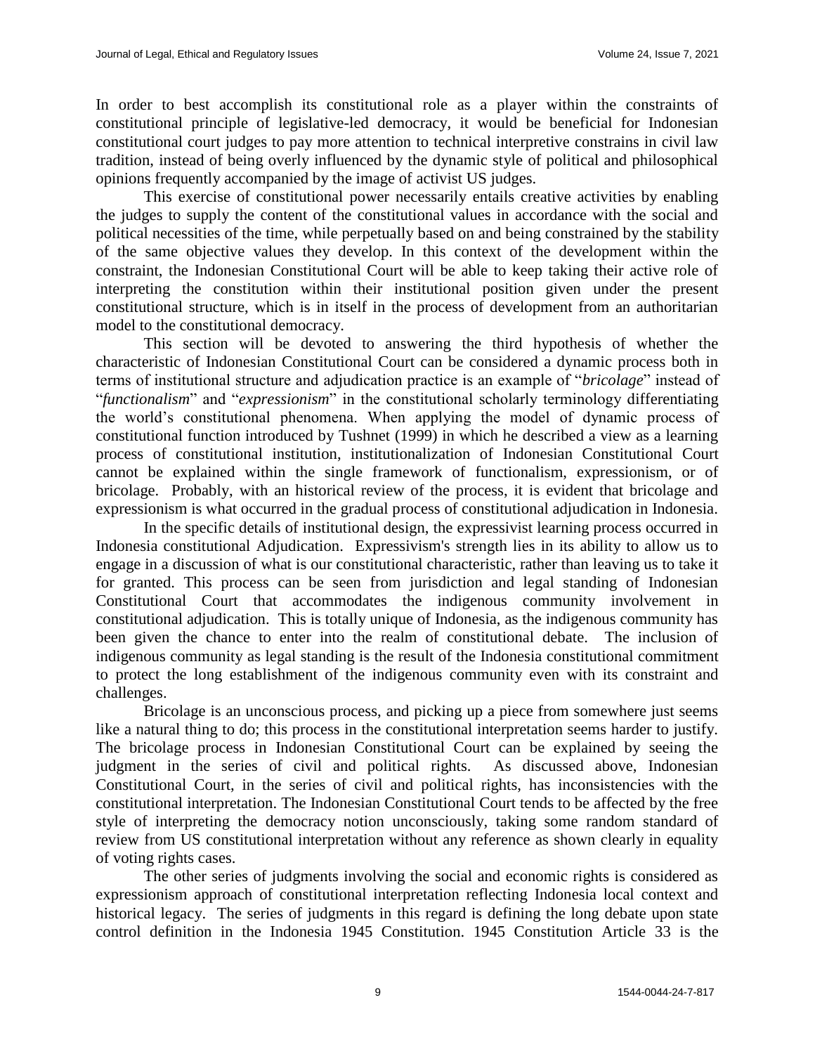In order to best accomplish its constitutional role as a player within the constraints of constitutional principle of legislative-led democracy, it would be beneficial for Indonesian constitutional court judges to pay more attention to technical interpretive constrains in civil law tradition, instead of being overly influenced by the dynamic style of political and philosophical opinions frequently accompanied by the image of activist US judges.

This exercise of constitutional power necessarily entails creative activities by enabling the judges to supply the content of the constitutional values in accordance with the social and political necessities of the time, while perpetually based on and being constrained by the stability of the same objective values they develop. In this context of the development within the constraint, the Indonesian Constitutional Court will be able to keep taking their active role of interpreting the constitution within their institutional position given under the present constitutional structure, which is in itself in the process of development from an authoritarian model to the constitutional democracy.

This section will be devoted to answering the third hypothesis of whether the characteristic of Indonesian Constitutional Court can be considered a dynamic process both in terms of institutional structure and adjudication practice is an example of "*bricolage*" instead of "*functionalism*" and "*expressionism*" in the constitutional scholarly terminology differentiating the world's constitutional phenomena. When applying the model of dynamic process of constitutional function introduced by Tushnet (1999) in which he described a view as a learning process of constitutional institution, institutionalization of Indonesian Constitutional Court cannot be explained within the single framework of functionalism, expressionism, or of bricolage. Probably, with an historical review of the process, it is evident that bricolage and expressionism is what occurred in the gradual process of constitutional adjudication in Indonesia.

In the specific details of institutional design, the expressivist learning process occurred in Indonesia constitutional Adjudication. Expressivism's strength lies in its ability to allow us to engage in a discussion of what is our constitutional characteristic, rather than leaving us to take it for granted. This process can be seen from jurisdiction and legal standing of Indonesian Constitutional Court that accommodates the indigenous community involvement in constitutional adjudication. This is totally unique of Indonesia, as the indigenous community has been given the chance to enter into the realm of constitutional debate. The inclusion of indigenous community as legal standing is the result of the Indonesia constitutional commitment to protect the long establishment of the indigenous community even with its constraint and challenges.

Bricolage is an unconscious process, and picking up a piece from somewhere just seems like a natural thing to do; this process in the constitutional interpretation seems harder to justify. The bricolage process in Indonesian Constitutional Court can be explained by seeing the judgment in the series of civil and political rights. As discussed above, Indonesian Constitutional Court, in the series of civil and political rights, has inconsistencies with the constitutional interpretation. The Indonesian Constitutional Court tends to be affected by the free style of interpreting the democracy notion unconsciously, taking some random standard of review from US constitutional interpretation without any reference as shown clearly in equality of voting rights cases.

The other series of judgments involving the social and economic rights is considered as expressionism approach of constitutional interpretation reflecting Indonesia local context and historical legacy. The series of judgments in this regard is defining the long debate upon state control definition in the Indonesia 1945 Constitution. 1945 Constitution Article 33 is the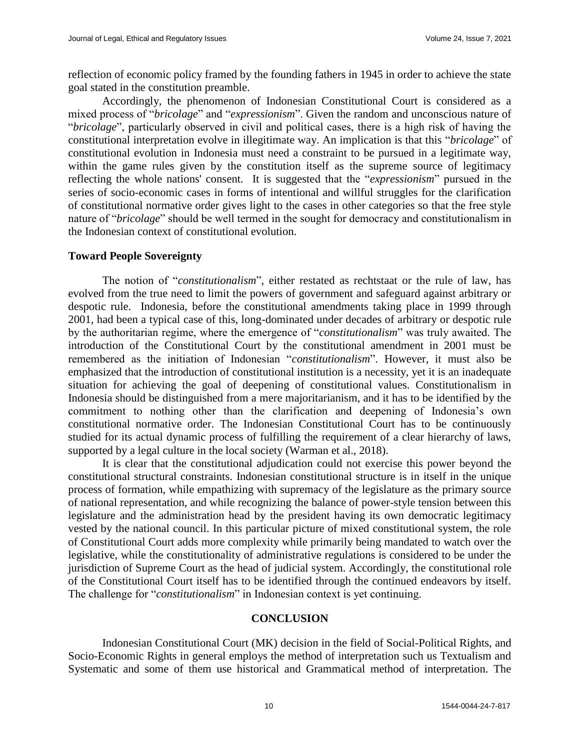reflection of economic policy framed by the founding fathers in 1945 in order to achieve the state goal stated in the constitution preamble.

Accordingly, the phenomenon of Indonesian Constitutional Court is considered as a mixed process of "*bricolage*" and "*expressionism*". Given the random and unconscious nature of "*bricolage*", particularly observed in civil and political cases, there is a high risk of having the constitutional interpretation evolve in illegitimate way. An implication is that this "*bricolage*" of constitutional evolution in Indonesia must need a constraint to be pursued in a legitimate way, within the game rules given by the constitution itself as the supreme source of legitimacy reflecting the whole nations' consent. It is suggested that the "*expressionism*" pursued in the series of socio-economic cases in forms of intentional and willful struggles for the clarification of constitutional normative order gives light to the cases in other categories so that the free style nature of "*bricolage*" should be well termed in the sought for democracy and constitutionalism in the Indonesian context of constitutional evolution.

## Toward People Sovereignty

The notion of "*constitutionalism*", either restated as rechtstaat or the rule of law, has evolved from the true need to limit the powers of government and safeguard against arbitrary or despotic rule. Indonesia, before the constitutional amendments taking place in 1999 through 2001, had been a typical case of this, long-dominated under decades of arbitrary or despotic rule by the authoritarian regime, where the emergence of "*constitutionalism*" was truly awaited. The introduction of the Constitutional Court by the constitutional amendment in 2001 must be remembered as the initiation of Indonesian "*constitutionalism*". However, it must also be emphasized that the introduction of constitutional institution is a necessity, yet it is an inadequate situation for achieving the goal of deepening of constitutional values. Constitutionalism in Indonesia should be distinguished from a mere majoritarianism, and it has to be identified by the commitment to nothing other than the clarification and deepening of Indonesia's own constitutional normative order. The Indonesian Constitutional Court has to be continuously studied for its actual dynamic process of fulfilling the requirement of a clear hierarchy of laws, supported by a legal culture in the local society (Warman et al., 2018).

It is clear that the constitutional adjudication could not exercise this power beyond the constitutional structural constraints. Indonesian constitutional structure is in itself in the unique process of formation, while empathizing with supremacy of the legislature as the primary source of national representation, and while recognizing the balance of power-style tension between this legislature and the administration head by the president having its own democratic legitimacy vested by the national council. In this particular picture of mixed constitutional system, the role of Constitutional Court adds more complexity while primarily being mandated to watch over the legislative, while the constitutionality of administrative regulations is considered to be under the jurisdiction of Supreme Court as the head of judicial system. Accordingly, the constitutional role of the Constitutional Court itself has to be identified through the continued endeavors by itself. The challenge for "*constitutionalism*" in Indonesian context is yet continuing.

## CONCLUSION

Indonesian Constitutional Court (MK) decision in the field of Social-Political Rights, and Socio-Economic Rights in general employs the method of interpretation such us Textualism and Systematic and some of them use historical and Grammatical method of interpretation. The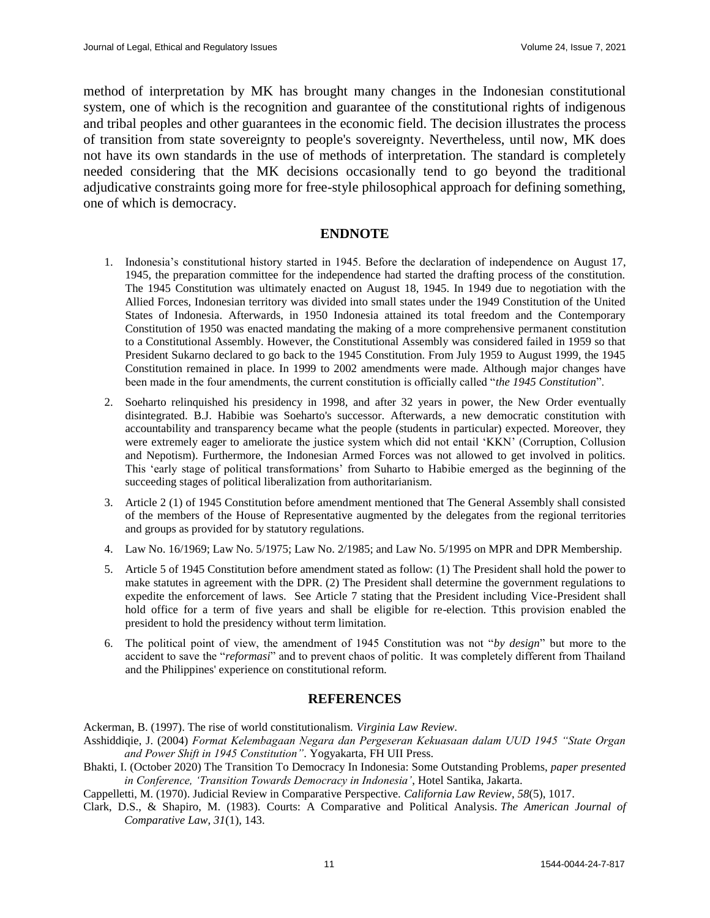method of interpretation by MK has brought many changes in the Indonesian constitutional system, one of which is the recognition and guarantee of the constitutional rights of indigenous and tribal peoples and other guarantees in the economic field. The decision illustrates the process of transition from state sovereignty to people's sovereignty. Nevertheless, until now, MK does not have its own standards in the use of methods of interpretation. The standard is completely needed considering that the MK decisions occasionally tend to go beyond the traditional adjudicative constraints going more for free-style philosophical approach for defining something, one of which is democracy.

## ENDNOTE

1. Indonesia's constitutional history started in 1945. Before the declaration of independence on August 17, 1945, the preparation committee for the independence had started the drafting process of the constitution. The 1945 Constitution was ultimately enacted on August 18, 1945. In 1949 due to negotiation with the Allied Forces, Indonesian territory was divided into small states under the 1949 Constitution of the United States of Indonesia. Afterwards, in 1950 Indonesia attained its total freedom and the Contemporary Constitution of 1950 was enacted mandating the making of a more comprehensive permanent constitution to a Constitutional Assembly. However, the Constitutional Assembly was considered failed in 1959 so that President Sukarno declared to go back to the 1945 Constitution. From July 1959 to August 1999, the 1945 Constitution remained in place. In 1999 to 2002 amendments were made. Although major changes have been made in the four amendments, the current constitution is officially called "*the 1945 Constitution*".
2. Soeharto relinquished his presidency in 1998, and after 32 years in power, the New Order eventually disintegrated. B.J. Habibie was Soeharto's successor. Afterwards, a new democratic constitution with accountability and transparency became what the people (students in particular) expected. Moreover, they were extremely eager to ameliorate the justice system which did not entail 'KKN' (Corruption, Collusion and Nepotism). Furthermore, the Indonesian Armed Forces was not allowed to get involved in politics. This 'early stage of political transformations' from Suharto to Habibie emerged as the beginning of the succeeding stages of political liberalization from authoritarianism.
3. Article 2 (1) of 1945 Constitution before amendment mentioned that The General Assembly shall consisted of the members of the House of Representative augmented by the delegates from the regional territories and groups as provided for by statutory regulations.
4. Law No. 16/1969; Law No. 5/1975; Law No. 2/1985; and Law No. 5/1995 on MPR and DPR Membership.
5. Article 5 of 1945 Constitution before amendment stated as follow: (1) The President shall hold the power to make statutes in agreement with the DPR. (2) The President shall determine the government regulations to expedite the enforcement of laws. See Article 7 stating that the President including Vice-President shall hold office for a term of five years and shall be eligible for re-election. Tthis provision enabled the president to hold the presidency without term limitation.
6. The political point of view, the amendment of 1945 Constitution was not "*by design*" but more to the accident to save the "*reformasi*" and to prevent chaos of politic. It was completely different from Thailand and the Philippines' experience on constitutional reform.

## REFERENCES

Ackerman, B. (1997). The rise of world constitutionalism. *Virginia Law Review*.

Asshiddiqie, J. (2004) *Format Kelembagaan Negara dan Pergeseran Kekuasaan dalam UUD 1945 "State Organ and Power Shift in 1945 Constitution"*. Yogyakarta, FH UII Press.

Bhakti, I. (October 2020) The Transition To Democracy In Indonesia: Some Outstanding Problems, *paper presented in Conference, 'Transition Towards Democracy in Indonesia'*, Hotel Santika, Jakarta.

Cappelletti, M. (1970). Judicial Review in Comparative Perspective. *California Law Review*, *58*(5), 1017.

Clark, D.S., & Shapiro, M. (1983). Courts: A Comparative and Political Analysis. *The American Journal of Comparative Law*, *31*(1), 143.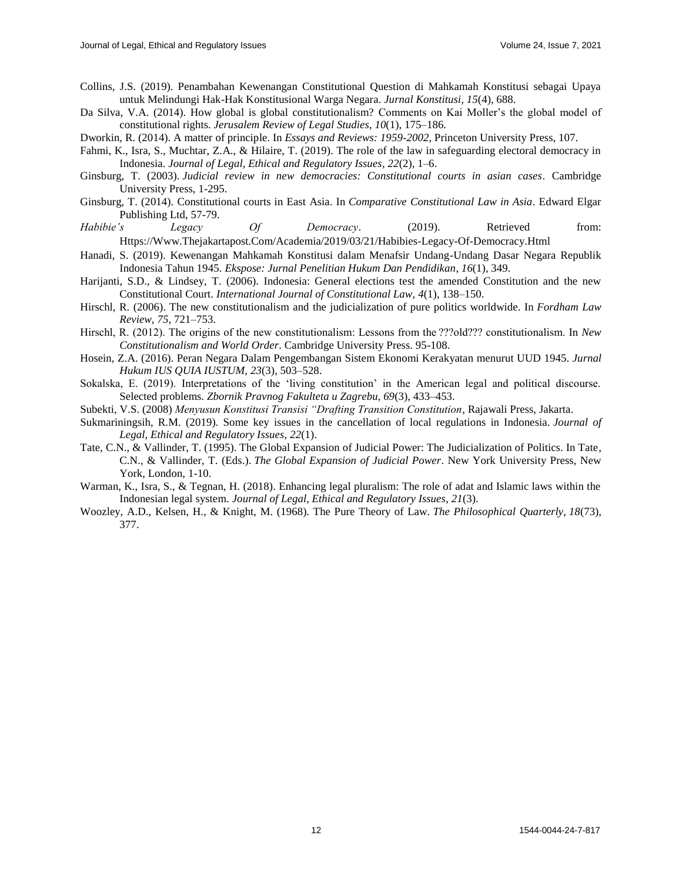Collins, J.S. (2019). Penambahan Kewenangan Constitutional Question di Mahkamah Konstitusi sebagai Upaya untuk Melindungi Hak-Hak Konstitusional Warga Negara. *Jurnal Konstitusi*, *15*(4), 688.

Da Silva, V.A. (2014). How global is global constitutionalism? Comments on Kai Moller's the global model of constitutional rights. *Jerusalem Review of Legal Studies*, *10*(1), 175–186.

Dworkin, R. (2014). A matter of principle. In *Essays and Reviews: 1959-2002*, Princeton University Press, 107.

Fahmi, K., Isra, S., Muchtar, Z.A., & Hilaire, T. (2019). The role of the law in safeguarding electoral democracy in Indonesia. *Journal of Legal, Ethical and Regulatory Issues*, *22*(2), 1–6.

Ginsburg, T. (2003). *Judicial review in new democracies: Constitutional courts in asian cases*. Cambridge University Press, 1-295.

Ginsburg, T. (2014). Constitutional courts in East Asia. In *Comparative Constitutional Law in Asia*. Edward Elgar Publishing Ltd, 57-79.

*Habibie's Legacy Of Democracy*. (2019). Retrieved from: Https://Www.Thejakartapost.Com/Academia/2019/03/21/Habibies-Legacy-Of-Democracy.Html

Hanadi, S. (2019). Kewenangan Mahkamah Konstitusi dalam Menafsir Undang-Undang Dasar Negara Republik Indonesia Tahun 1945. *Ekspose: Jurnal Penelitian Hukum Dan Pendidikan*, *16*(1), 349.

Harijanti, S.D., & Lindsey, T. (2006). Indonesia: General elections test the amended Constitution and the new Constitutional Court. *International Journal of Constitutional Law*, *4*(1), 138–150.

Hirschl, R. (2006). The new constitutionalism and the judicialization of pure politics worldwide. In *Fordham Law Review*, *75*, 721–753.

Hirschl, R. (2012). The origins of the new constitutionalism: Lessons from the ???old??? constitutionalism. In *New Constitutionalism and World Order*. Cambridge University Press. 95-108.

Hosein, Z.A. (2016). Peran Negara Dalam Pengembangan Sistem Ekonomi Kerakyatan menurut UUD 1945. *Jurnal Hukum IUS QUIA IUSTUM*, *23*(3), 503–528.

Sokalska, E. (2019). Interpretations of the 'living constitution' in the American legal and political discourse. Selected problems. *Zbornik Pravnog Fakulteta u Zagrebu*, *69*(3), 433–453.

Subekti, V.S. (2008) *Menyusun Konstitusi Transisi "Drafting Transition Constitution*, Rajawali Press, Jakarta.

Sukmariningsih, R.M. (2019). Some key issues in the cancellation of local regulations in Indonesia. *Journal of Legal, Ethical and Regulatory Issues*, *22*(1).

Tate, C.N., & Vallinder, T. (1995). The Global Expansion of Judicial Power: The Judicialization of Politics. In Tate, C.N., & Vallinder, T. (Eds.). *The Global Expansion of Judicial Power*. New York University Press, New York, London, 1-10.

Warman, K., Isra, S., & Tegnan, H. (2018). Enhancing legal pluralism: The role of adat and Islamic laws within the Indonesian legal system. *Journal of Legal, Ethical and Regulatory Issues*, *21*(3).

Woozley, A.D., Kelsen, H., & Knight, M. (1968). The Pure Theory of Law. *The Philosophical Quarterly*, *18*(73), 377.